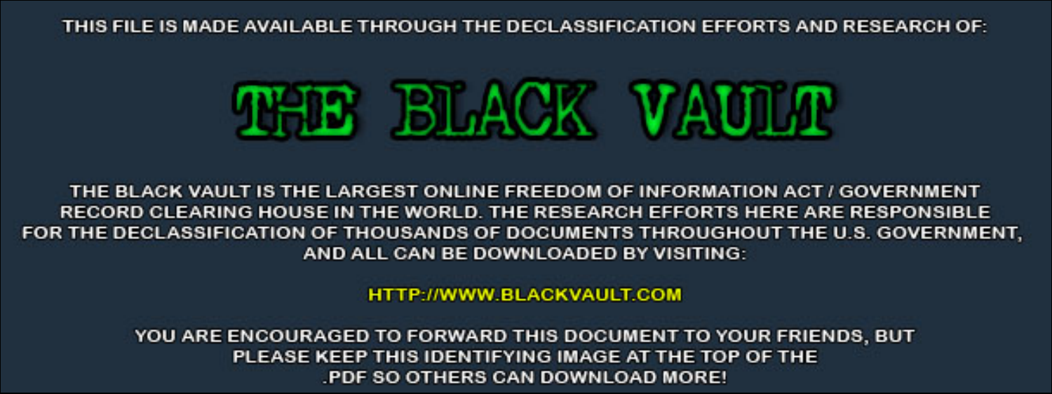THIS FILE IS MADE AVAILABLE THROUGH THE DECLASSIFICATION EFFORTS AND RESEARCH OF:

# THE BLACK VAULT

THE BLACK VAULT IS THE LARGEST ONLINE FREEDOM OF INFORMATION ACT / GOVERNMENT RECORD CLEARING HOUSE IN THE WORLD. THE RESEARCH EFFORTS HERE ARE RESPONSIBLE FOR THE DECLASSIFICATION OF THOUSANDS OF DOCUMENTS THROUGHOUT THE U.S. GOVERNMENT, AND ALL CAN BE DOWNLOADED BY VISITING:

HTTP://WWW.BLACKVAULT.COM

YOU ARE ENCOURAGED TO FORWARD THIS DOCUMENT TO YOUR FRIENDS, BUT PLEASE KEEP THIS IDENTIFYING IMAGE AT THE TOP OF THE .PDF SO OTHERS CAN DOWNLOAD MORE!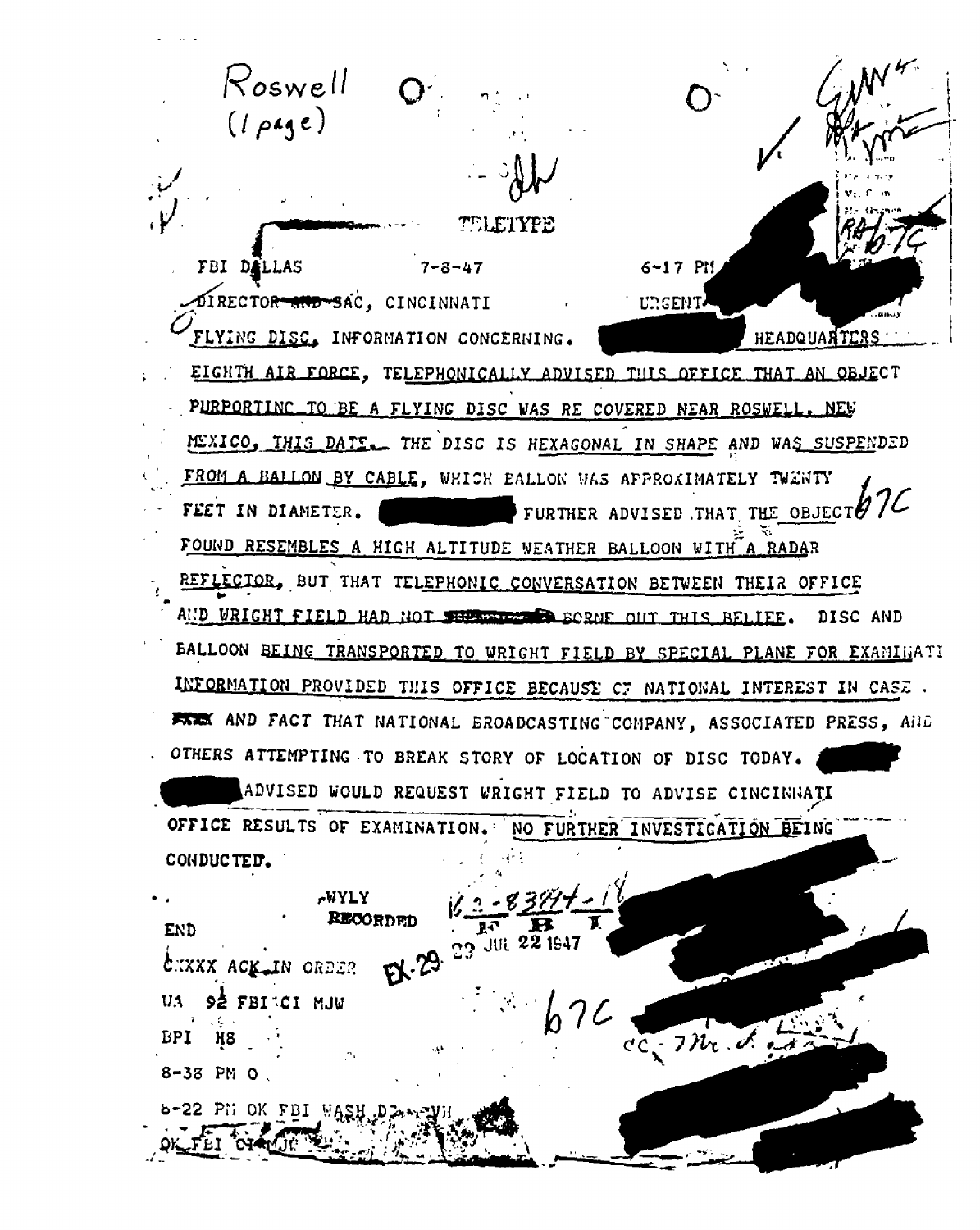Roswell
(1 page)

TELETYPE

FBI DALLAS 7-8-47 6-17 PM

DIRECTOR ~~AND~~ SAC, CINCINNATI URGENT

FLYING DISC, INFORMATION CONCERNING. HEADQUARTERS EIGHTH AIR FORCE, TELEPHONICALLY ADVISED THIS OFFICE THAT AN OBJECT PURPORTING TO BE A FLYING DISC WAS RE COVERED NEAR ROSWELL, NEW MEXICO, THIS DATE. THE DISC IS HEXAGONAL IN SHAPE AND WAS SUSPENDED FROM A BALLON BY CABLE, WHICH BALLON WAS APPROXIMATELY TWENTY FEET IN DIAMETER. FURTHER ADVISED THAT THE OBJECT FOUND RESEMBLES A HIGH ALTITUDE WEATHER BALLOON WITH A RADAR REFLECTOR, BUT THAT TELEPHONIC CONVERSATION BETWEEN THEIR OFFICE AND WRIGHT FIELD HAD NOT BORNE OUT THIS BELIEF. DISC AND BALLOON BEING TRANSPORTED TO WRIGHT FIELD BY SPECIAL PLANE FOR EXAMINATI INFORMATION PROVIDED THIS OFFICE BECAUSE OF NATIONAL INTEREST IN CASE . AND FACT THAT NATIONAL BROADCASTING COMPANY, ASSOCIATED PRESS, AND OTHERS ATTEMPTING TO BREAK STORY OF LOCATION OF DISC TODAY. ADVISED WOULD REQUEST WRIGHT FIELD TO ADVISE CINCINNATI OFFICE RESULTS OF EXAMINATION. NO FURTHER INVESTIGATION BEING CONDUCTED.

WYLY

RECORDED 62-83894-18

END

EX-29 JUL 22 1947

CXXXX ACK IN ORDER

UA 92 FBI CI MJW

BPI H8

8-38 PM O

6-22 PM OK FBI WASH DC

OK FBI CI MJW

b7C

cc - Mr.